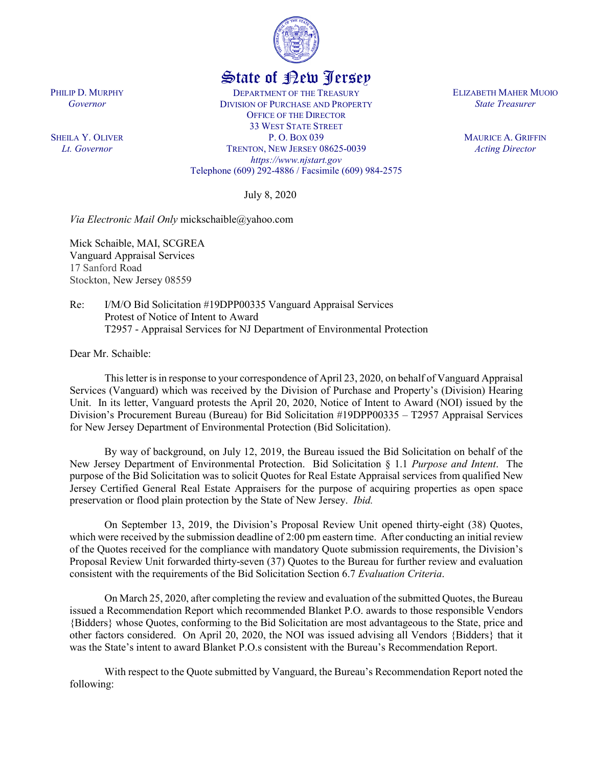State of New Jersey

PHILIP D. MURPHY
*Governor*

SHEILA Y. OLIVER
*Lt. Governor*

DEPARTMENT OF THE TREASURY
DIVISION OF PURCHASE AND PROPERTY
OFFICE OF THE DIRECTOR
33 WEST STATE STREET
P. O. BOX 039
TRENTON, NEW JERSEY 08625-0039
*https://www.njstart.gov*
Telephone (609) 292-4886 / Facsimile (609) 984-2575

ELIZABETH MAHER MUOIO
*State Treasurer*

MAURICE A. GRIFFIN
*Acting Director*

July 8, 2020

*Via Electronic Mail Only* mickschaible@yahoo.com

Mick Schaible, MAI, SCGREA
Vanguard Appraisal Services
17 Sanford Road
Stockton, New Jersey 08559

Re: I/M/O Bid Solicitation #19DPP00335 Vanguard Appraisal Services
Protest of Notice of Intent to Award
T2957 - Appraisal Services for NJ Department of Environmental Protection

Dear Mr. Schaible:

This letter is in response to your correspondence of April 23, 2020, on behalf of Vanguard Appraisal Services (Vanguard) which was received by the Division of Purchase and Property's (Division) Hearing Unit. In its letter, Vanguard protests the April 20, 2020, Notice of Intent to Award (NOI) issued by the Division's Procurement Bureau (Bureau) for Bid Solicitation #19DPP00335 – T2957 Appraisal Services for New Jersey Department of Environmental Protection (Bid Solicitation).

By way of background, on July 12, 2019, the Bureau issued the Bid Solicitation on behalf of the New Jersey Department of Environmental Protection. Bid Solicitation § 1.1 *Purpose and Intent*. The purpose of the Bid Solicitation was to solicit Quotes for Real Estate Appraisal services from qualified New Jersey Certified General Real Estate Appraisers for the purpose of acquiring properties as open space preservation or flood plain protection by the State of New Jersey. *Ibid.*

On September 13, 2019, the Division's Proposal Review Unit opened thirty-eight (38) Quotes, which were received by the submission deadline of 2:00 pm eastern time. After conducting an initial review of the Quotes received for the compliance with mandatory Quote submission requirements, the Division's Proposal Review Unit forwarded thirty-seven (37) Quotes to the Bureau for further review and evaluation consistent with the requirements of the Bid Solicitation Section 6.7 *Evaluation Criteria*.

On March 25, 2020, after completing the review and evaluation of the submitted Quotes, the Bureau issued a Recommendation Report which recommended Blanket P.O. awards to those responsible Vendors {Bidders} whose Quotes, conforming to the Bid Solicitation are most advantageous to the State, price and other factors considered. On April 20, 2020, the NOI was issued advising all Vendors {Bidders} that it was the State's intent to award Blanket P.O.s consistent with the Bureau's Recommendation Report.

With respect to the Quote submitted by Vanguard, the Bureau's Recommendation Report noted the following: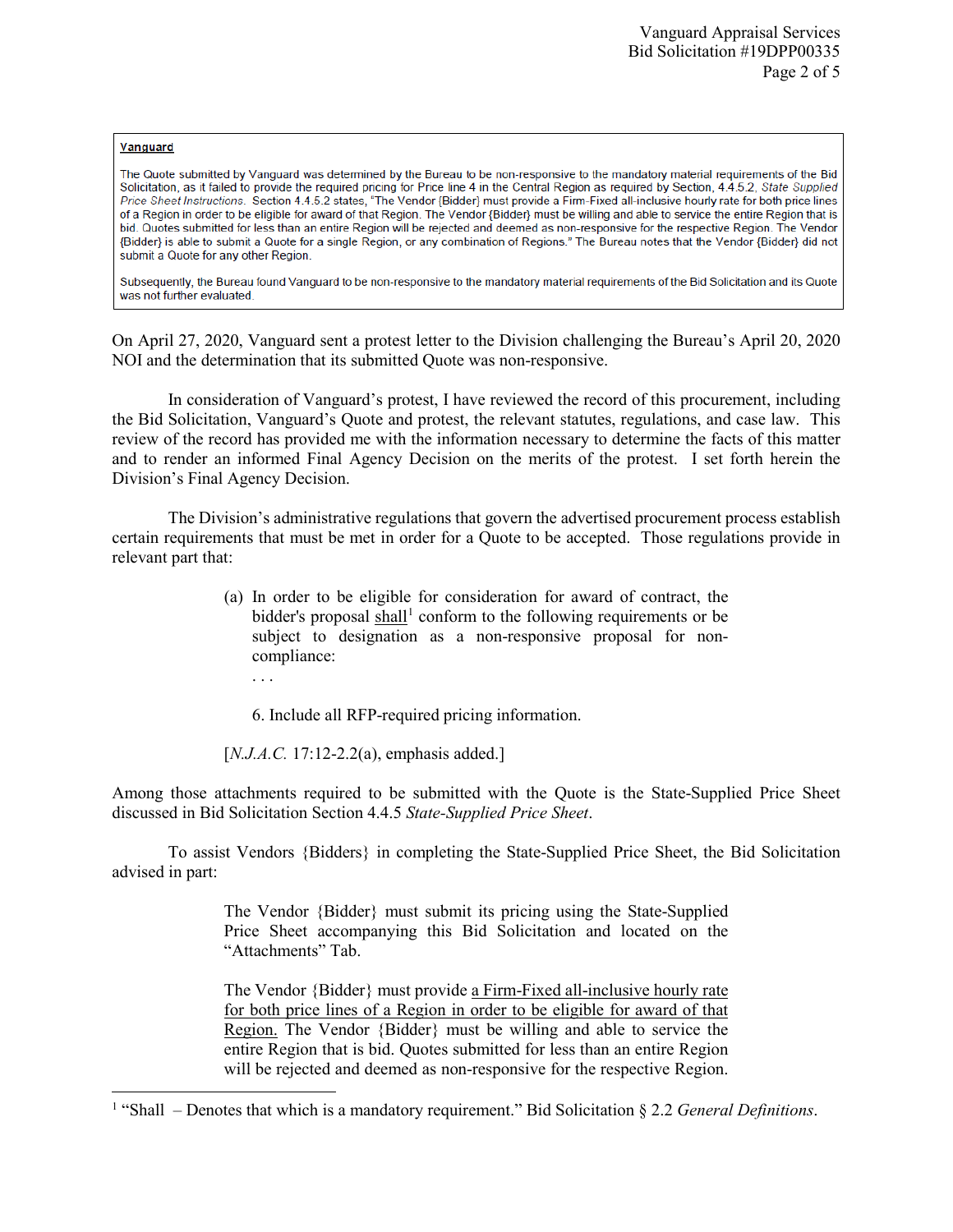> **Vanguard**
>
> The Quote submitted by Vanguard was determined by the Bureau to be non-responsive to the mandatory material requirements of the Bid Solicitation, as it failed to provide the required pricing for Price line 4 in the Central Region as required by Section, 4.4.5.2, *State Supplied Price Sheet Instructions*. Section 4.4.5.2 states, "The Vendor {Bidder} must provide a Firm-Fixed all-inclusive hourly rate for both price lines of a Region in order to be eligible for award of that Region. The Vendor {Bidder} must be willing and able to service the entire Region that is bid. Quotes submitted for less than an entire Region will be rejected and deemed as non-responsive for the respective Region. The Vendor {Bidder} is able to submit a Quote for a single Region, or any combination of Regions." The Bureau notes that the Vendor {Bidder} did not submit a Quote for any other Region.
>
> Subsequently, the Bureau found Vanguard to be non-responsive to the mandatory material requirements of the Bid Solicitation and its Quote was not further evaluated.

On April 27, 2020, Vanguard sent a protest letter to the Division challenging the Bureau's April 20, 2020 NOI and the determination that its submitted Quote was non-responsive.

In consideration of Vanguard's protest, I have reviewed the record of this procurement, including the Bid Solicitation, Vanguard's Quote and protest, the relevant statutes, regulations, and case law. This review of the record has provided me with the information necessary to determine the facts of this matter and to render an informed Final Agency Decision on the merits of the protest. I set forth herein the Division's Final Agency Decision.

The Division's administrative regulations that govern the advertised procurement process establish certain requirements that must be met in order for a Quote to be accepted. Those regulations provide in relevant part that:

> (a) In order to be eligible for consideration for award of contract, the bidder's proposal <u>shall</u>[1] conform to the following requirements or be subject to designation as a non-responsive proposal for non-compliance:
>
> . . .
>
> 6. Include all RFP-required pricing information.
>
> [*N.J.A.C.* 17:12-2.2(a), emphasis added.]

Among those attachments required to be submitted with the Quote is the State-Supplied Price Sheet discussed in Bid Solicitation Section 4.4.5 *State-Supplied Price Sheet*.

To assist Vendors {Bidders} in completing the State-Supplied Price Sheet, the Bid Solicitation advised in part:

> The Vendor {Bidder} must submit its pricing using the State-Supplied Price Sheet accompanying this Bid Solicitation and located on the "Attachments" Tab.
>
> The Vendor {Bidder} must provide <u>a Firm-Fixed all-inclusive hourly rate for both price lines of a Region in order to be eligible for award of that Region.</u> The Vendor {Bidder} must be willing and able to service the entire Region that is bid. Quotes submitted for less than an entire Region will be rejected and deemed as non-responsive for the respective Region.

[1] "Shall – Denotes that which is a mandatory requirement." Bid Solicitation § 2.2 *General Definitions*.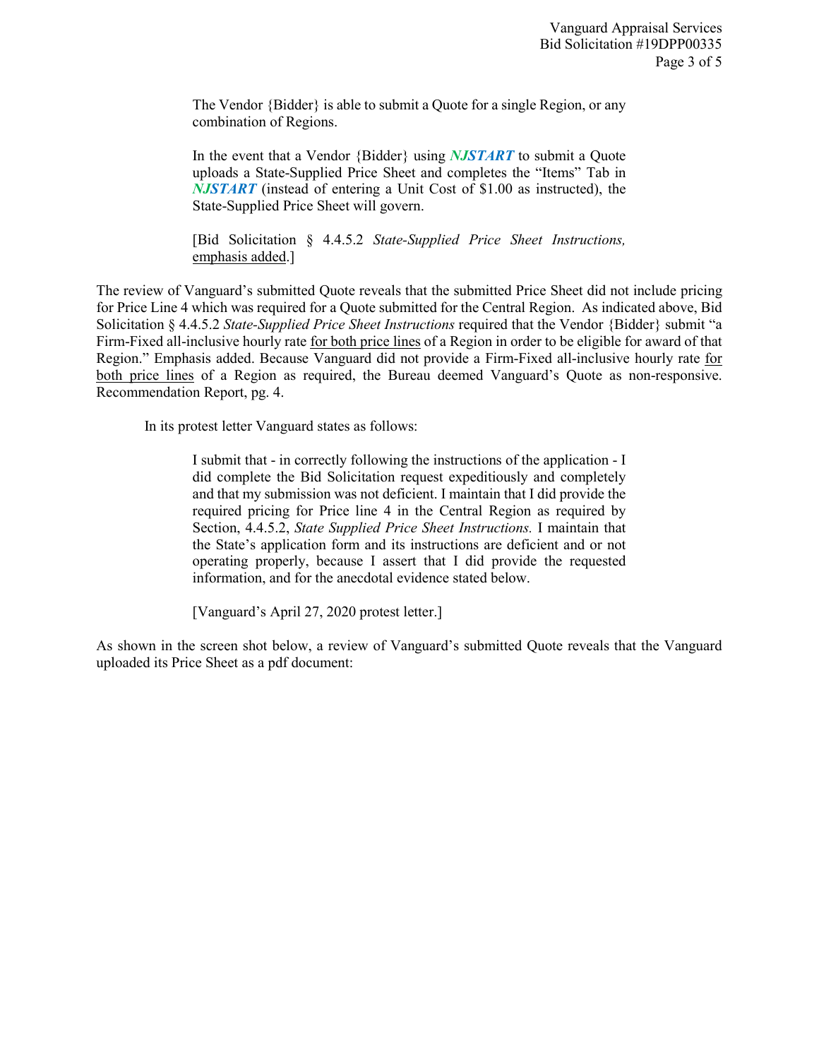> The Vendor {Bidder} is able to submit a Quote for a single Region, or any combination of Regions.
>
> In the event that a Vendor {Bidder} using ***NJSTART*** to submit a Quote uploads a State-Supplied Price Sheet and completes the "Items" Tab in ***NJSTART*** (instead of entering a Unit Cost of $1.00 as instructed), the State-Supplied Price Sheet will govern.
>
> [Bid Solicitation § 4.4.5.2 *State-Supplied Price Sheet Instructions,* emphasis added.]

The review of Vanguard's submitted Quote reveals that the submitted Price Sheet did not include pricing for Price Line 4 which was required for a Quote submitted for the Central Region. As indicated above, Bid Solicitation § 4.4.5.2 *State-Supplied Price Sheet Instructions* required that the Vendor {Bidder} submit "a Firm-Fixed all-inclusive hourly rate for both price lines of a Region in order to be eligible for award of that Region." Emphasis added. Because Vanguard did not provide a Firm-Fixed all-inclusive hourly rate for both price lines of a Region as required, the Bureau deemed Vanguard's Quote as non-responsive. Recommendation Report, pg. 4.

In its protest letter Vanguard states as follows:

> I submit that - in correctly following the instructions of the application - I did complete the Bid Solicitation request expeditiously and completely and that my submission was not deficient. I maintain that I did provide the required pricing for Price line 4 in the Central Region as required by Section, 4.4.5.2, *State Supplied Price Sheet Instructions.* I maintain that the State's application form and its instructions are deficient and or not operating properly, because I assert that I did provide the requested information, and for the anecdotal evidence stated below.
>
> [Vanguard's April 27, 2020 protest letter.]

As shown in the screen shot below, a review of Vanguard's submitted Quote reveals that the Vanguard uploaded its Price Sheet as a pdf document: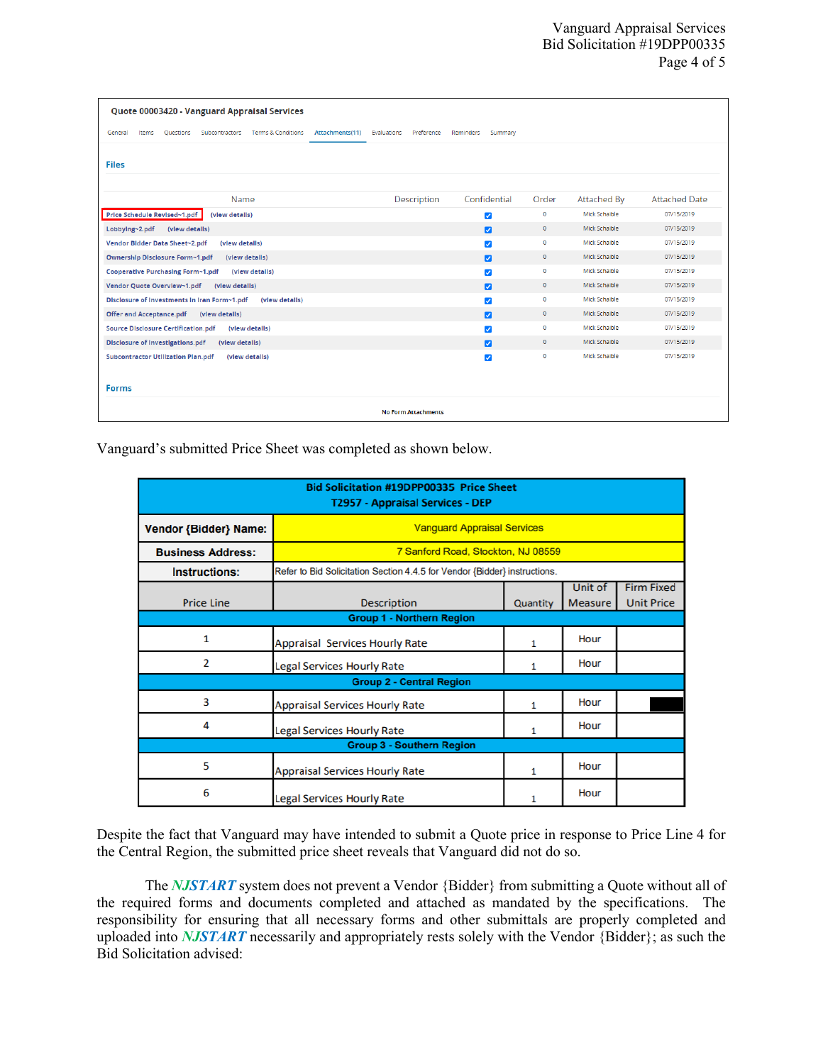**Quote 00003420 - Vanguard Appraisal Services**

General | Items | Questions | Subcontractors | Terms & Conditions | Attachments(11) | Evaluations | Preference | Reminders | Summary

**Files**

| Name | | Description | Confidential | Order | Attached By | Attached Date |
|---|---|---|---|---|---|---|
| Price Schedule Revised~1.pdf | (view details) | | ☑ | 0 | Mick Schaible | 07/15/2019 |
| Lobbying~2.pdf | (view details) | | ☑ | 0 | Mick Schaible | 07/15/2019 |
| Vendor Bidder Data Sheet~2.pdf | (view details) | | ☑ | 0 | Mick Schaible | 07/15/2019 |
| Ownership Disclosure Form~1.pdf | (view details) | | ☑ | 0 | Mick Schaible | 07/15/2019 |
| Cooperative Purchasing Form~1.pdf | (view details) | | ☑ | 0 | Mick Schaible | 07/15/2019 |
| Vendor Quote Overview~1.pdf | (view details) | | ☑ | 0 | Mick Schaible | 07/15/2019 |
| Disclosure of Investments in Iran Form~1.pdf | (view details) | | ☑ | 0 | Mick Schaible | 07/15/2019 |
| Offer and Acceptance.pdf | (view details) | | ☑ | 0 | Mick Schaible | 07/15/2019 |
| Source Disclosure Certification.pdf | (view details) | | ☑ | 0 | Mick Schaible | 07/15/2019 |
| Disclosure of Investigations.pdf | (view details) | | ☑ | 0 | Mick Schaible | 07/15/2019 |
| Subcontractor Utilization Plan.pdf | (view details) | | ☑ | 0 | Mick Schaible | 07/15/2019 |

**Forms**

No Form Attachments

Vanguard's submitted Price Sheet was completed as shown below.

| Bid Solicitation #19DPP00335 Price Sheet<br>T2957 - Appraisal Services - DEP | | | | |
|---|---|---|---|---|
| **Vendor {Bidder} Name:** | Vanguard Appraisal Services | | | |
| **Business Address:** | 7 Sanford Road, Stockton, NJ 08559 | | | |
| **Instructions:** | Refer to Bid Solicitation Section 4.4.5 for Vendor {Bidder} instructions. | | | |
| Price Line | Description | Quantity | Unit of Measure | Firm Fixed Unit Price |
| **Group 1 - Northern Region** | | | | |
| 1 | Appraisal Services Hourly Rate | 1 | Hour | |
| 2 | Legal Services Hourly Rate | 1 | Hour | |
| **Group 2 - Central Region** | | | | |
| 3 | Appraisal Services Hourly Rate | 1 | Hour | [redacted] |
| 4 | Legal Services Hourly Rate | 1 | Hour | |
| **Group 3 - Southern Region** | | | | |
| 5 | Appraisal Services Hourly Rate | 1 | Hour | |
| 6 | Legal Services Hourly Rate | 1 | Hour | |

Despite the fact that Vanguard may have intended to submit a Quote price in response to Price Line 4 for the Central Region, the submitted price sheet reveals that Vanguard did not do so.

The ***NJSTART*** system does not prevent a Vendor {Bidder} from submitting a Quote without all of the required forms and documents completed and attached as mandated by the specifications. The responsibility for ensuring that all necessary forms and other submittals are properly completed and uploaded into ***NJSTART*** necessarily and appropriately rests solely with the Vendor {Bidder}; as such the Bid Solicitation advised: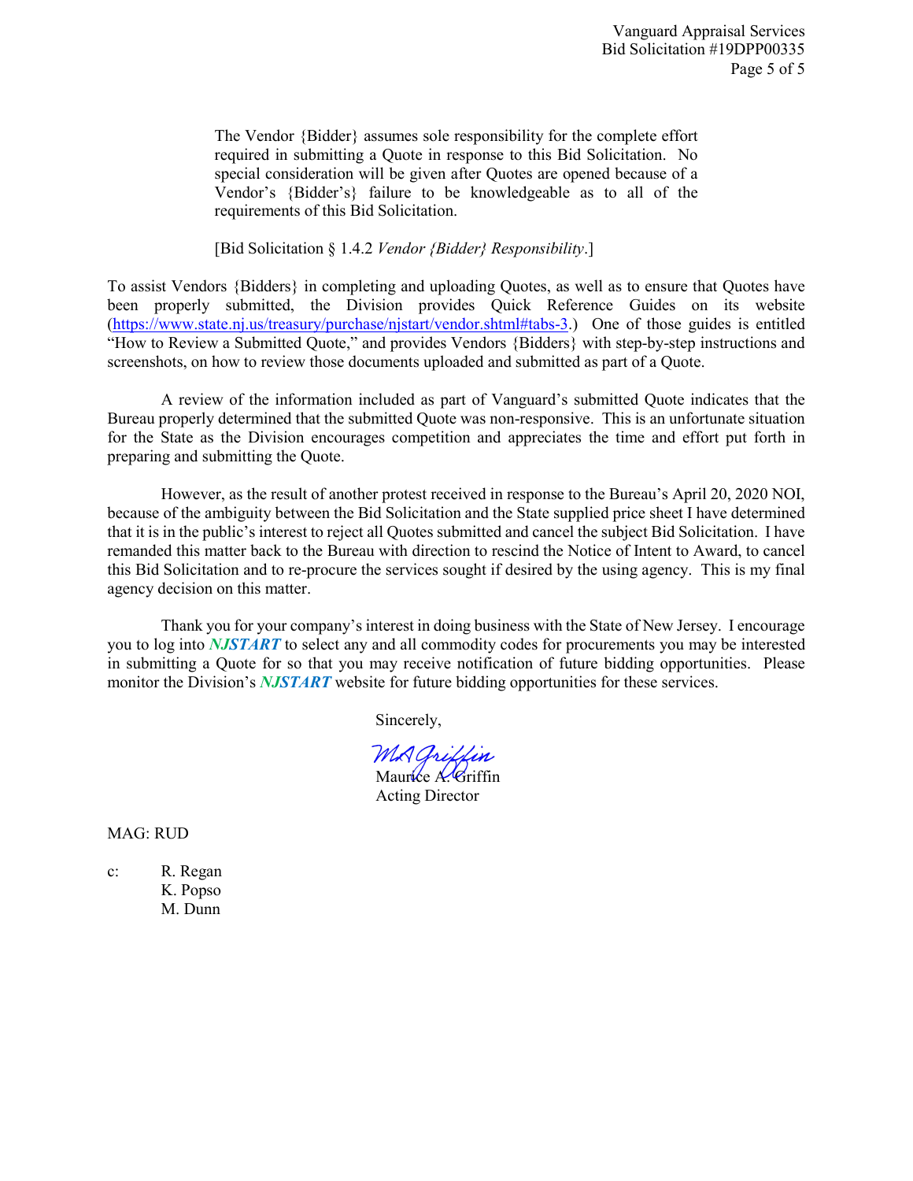> The Vendor {Bidder} assumes sole responsibility for the complete effort required in submitting a Quote in response to this Bid Solicitation. No special consideration will be given after Quotes are opened because of a Vendor's {Bidder's} failure to be knowledgeable as to all of the requirements of this Bid Solicitation.
>
> [Bid Solicitation § 1.4.2 *Vendor {Bidder} Responsibility*.]

To assist Vendors {Bidders} in completing and uploading Quotes, as well as to ensure that Quotes have been properly submitted, the Division provides Quick Reference Guides on its website (https://www.state.nj.us/treasury/purchase/njstart/vendor.shtml#tabs-3.) One of those guides is entitled "How to Review a Submitted Quote," and provides Vendors {Bidders} with step-by-step instructions and screenshots, on how to review those documents uploaded and submitted as part of a Quote.

A review of the information included as part of Vanguard's submitted Quote indicates that the Bureau properly determined that the submitted Quote was non-responsive. This is an unfortunate situation for the State as the Division encourages competition and appreciates the time and effort put forth in preparing and submitting the Quote.

However, as the result of another protest received in response to the Bureau's April 20, 2020 NOI, because of the ambiguity between the Bid Solicitation and the State supplied price sheet I have determined that it is in the public's interest to reject all Quotes submitted and cancel the subject Bid Solicitation. I have remanded this matter back to the Bureau with direction to rescind the Notice of Intent to Award, to cancel this Bid Solicitation and to re-procure the services sought if desired by the using agency. This is my final agency decision on this matter.

Thank you for your company's interest in doing business with the State of New Jersey. I encourage you to log into ***NJSTART*** to select any and all commodity codes for procurements you may be interested in submitting a Quote for so that you may receive notification of future bidding opportunities. Please monitor the Division's ***NJSTART*** website for future bidding opportunities for these services.

Sincerely,

MA Griffin

Maurice A. Griffin
Acting Director

MAG: RUD

c: R. Regan
K. Popso
M. Dunn